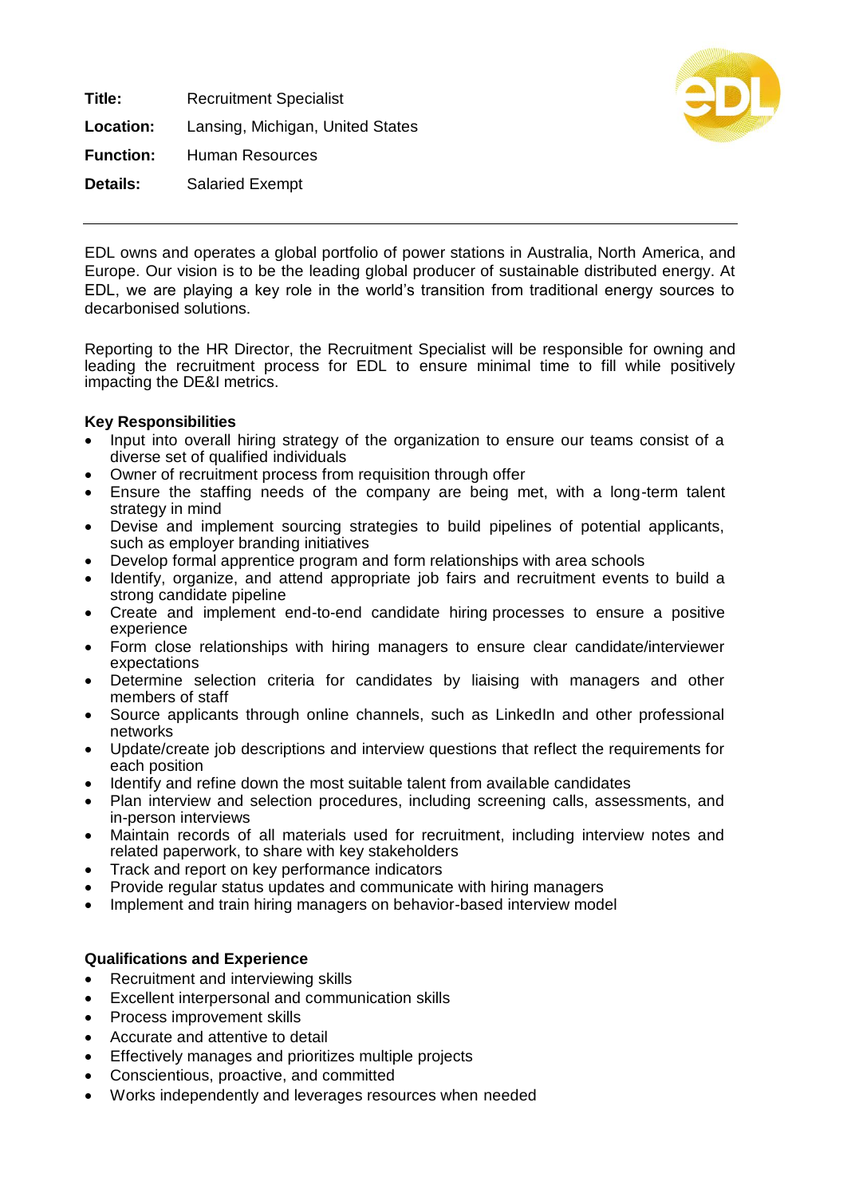**Title:** Recruitment Specialist

**Location:** Lansing, Michigan, United States

**Function:** Human Resources

**Details:** Salaried Exempt

---

EDL owns and operates a global portfolio of power stations in Australia, North America, and Europe. Our vision is to be the leading global producer of sustainable distributed energy. At EDL, we are playing a key role in the world's transition from traditional energy sources to decarbonised solutions.

Reporting to the HR Director, the Recruitment Specialist will be responsible for owning and leading the recruitment process for EDL to ensure minimal time to fill while positively impacting the DE&I metrics.

**Key Responsibilities**

- Input into overall hiring strategy of the organization to ensure our teams consist of a diverse set of qualified individuals
- Owner of recruitment process from requisition through offer
- Ensure the staffing needs of the company are being met, with a long-term talent strategy in mind
- Devise and implement sourcing strategies to build pipelines of potential applicants, such as employer branding initiatives
- Develop formal apprentice program and form relationships with area schools
- Identify, organize, and attend appropriate job fairs and recruitment events to build a strong candidate pipeline
- Create and implement end-to-end candidate hiring processes to ensure a positive experience
- Form close relationships with hiring managers to ensure clear candidate/interviewer expectations
- Determine selection criteria for candidates by liaising with managers and other members of staff
- Source applicants through online channels, such as LinkedIn and other professional networks
- Update/create job descriptions and interview questions that reflect the requirements for each position
- Identify and refine down the most suitable talent from available candidates
- Plan interview and selection procedures, including screening calls, assessments, and in-person interviews
- Maintain records of all materials used for recruitment, including interview notes and related paperwork, to share with key stakeholders
- Track and report on key performance indicators
- Provide regular status updates and communicate with hiring managers
- Implement and train hiring managers on behavior-based interview model

**Qualifications and Experience**

- Recruitment and interviewing skills
- Excellent interpersonal and communication skills
- Process improvement skills
- Accurate and attentive to detail
- Effectively manages and prioritizes multiple projects
- Conscientious, proactive, and committed
- Works independently and leverages resources when needed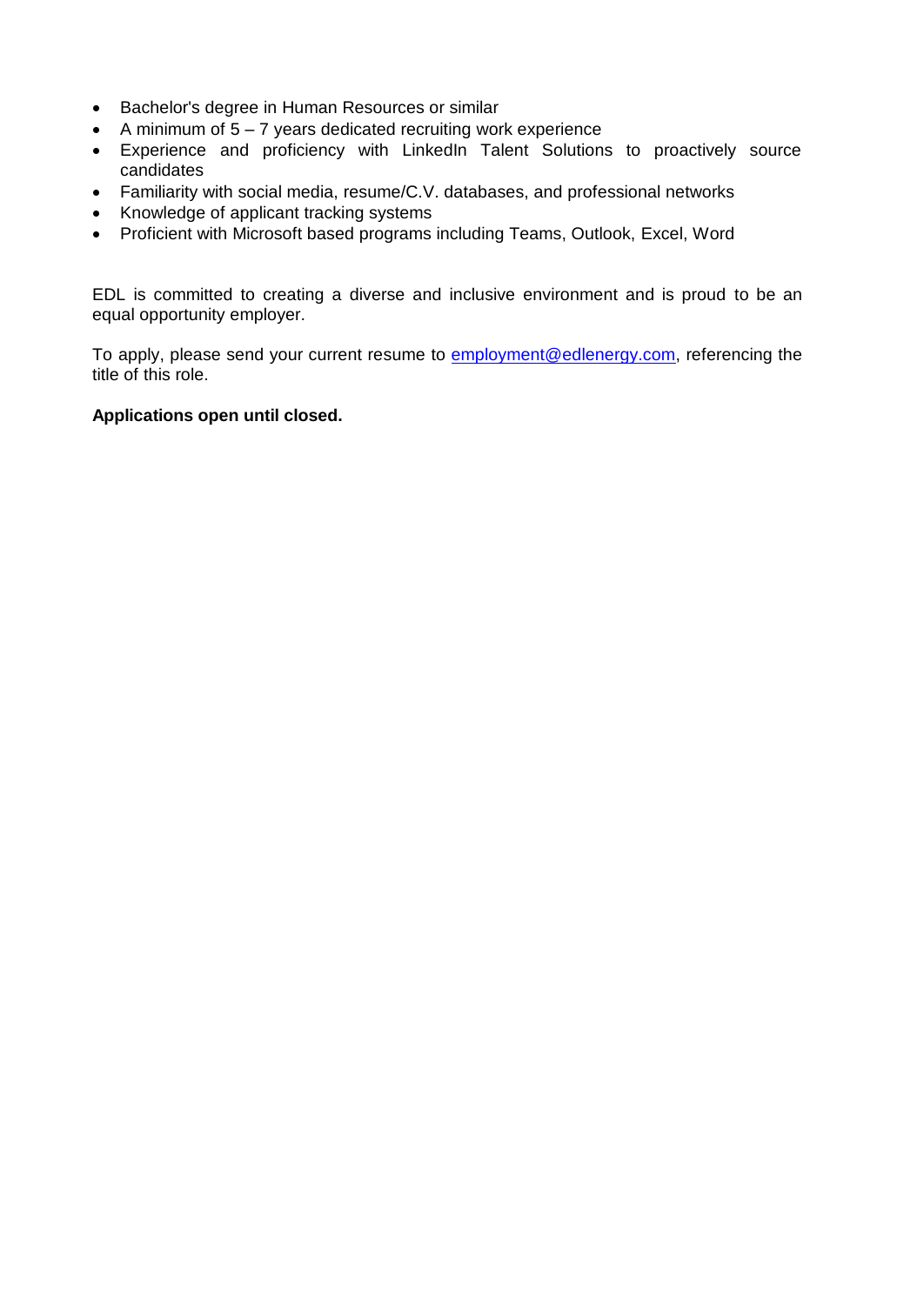- Bachelor's degree in Human Resources or similar
- A minimum of 5 – 7 years dedicated recruiting work experience
- Experience and proficiency with LinkedIn Talent Solutions to proactively source candidates
- Familiarity with social media, resume/C.V. databases, and professional networks
- Knowledge of applicant tracking systems
- Proficient with Microsoft based programs including Teams, Outlook, Excel, Word

EDL is committed to creating a diverse and inclusive environment and is proud to be an equal opportunity employer.

To apply, please send your current resume to employment@edlenergy.com, referencing the title of this role.

**Applications open until closed.**